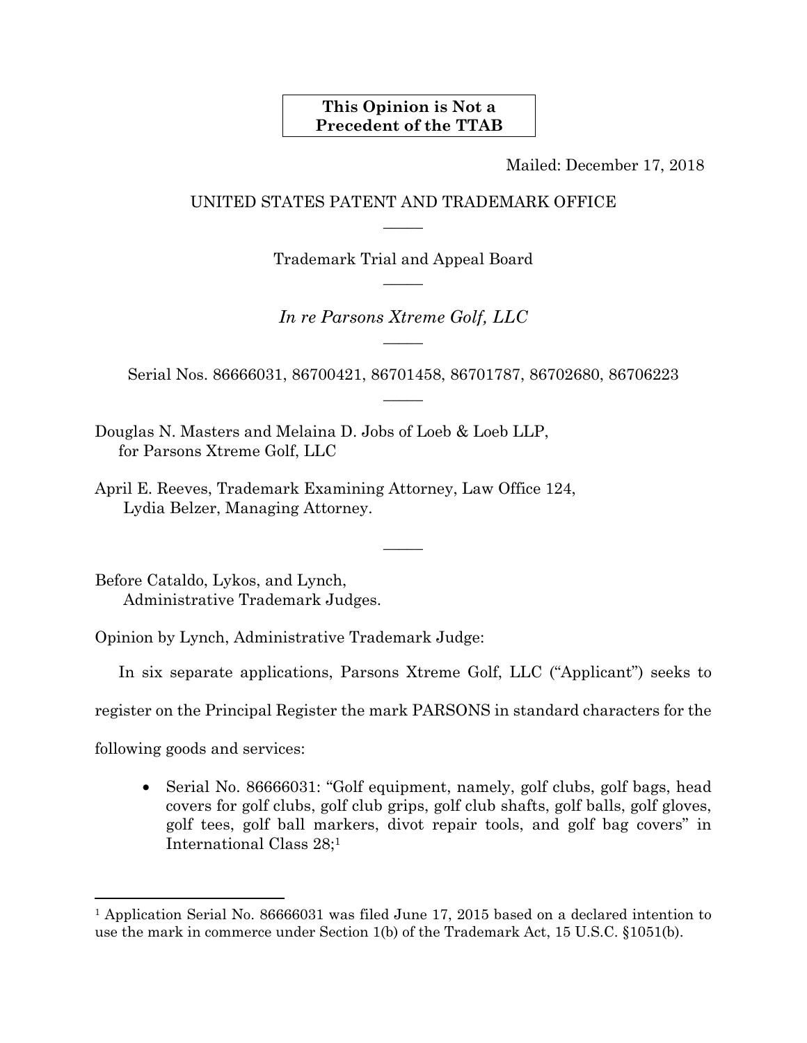**This Opinion is Not a Precedent of the TTAB**

Mailed: December 17, 2018

UNITED STATES PATENT AND TRADEMARK OFFICE

—————

Trademark Trial and Appeal Board

—————

*In re Parsons Xtreme Golf, LLC*

—————

Serial Nos. 86666031, 86700421, 86701458, 86701787, 86702680, 86706223

—————

Douglas N. Masters and Melaina D. Jobs of Loeb & Loeb LLP,
for Parsons Xtreme Golf, LLC

April E. Reeves, Trademark Examining Attorney, Law Office 124,
Lydia Belzer, Managing Attorney.

—————

Before Cataldo, Lykos, and Lynch,
Administrative Trademark Judges.

Opinion by Lynch, Administrative Trademark Judge:

In six separate applications, Parsons Xtreme Golf, LLC ("Applicant") seeks to register on the Principal Register the mark PARSONS in standard characters for the following goods and services:

- Serial No. 86666031: "Golf equipment, namely, golf clubs, golf bags, head covers for golf clubs, golf club grips, golf club shafts, golf balls, golf gloves, golf tees, golf ball markers, divot repair tools, and golf bag covers" in International Class 28;[1]

[1] Application Serial No. 86666031 was filed June 17, 2015 based on a declared intention to use the mark in commerce under Section 1(b) of the Trademark Act, 15 U.S.C. §1051(b).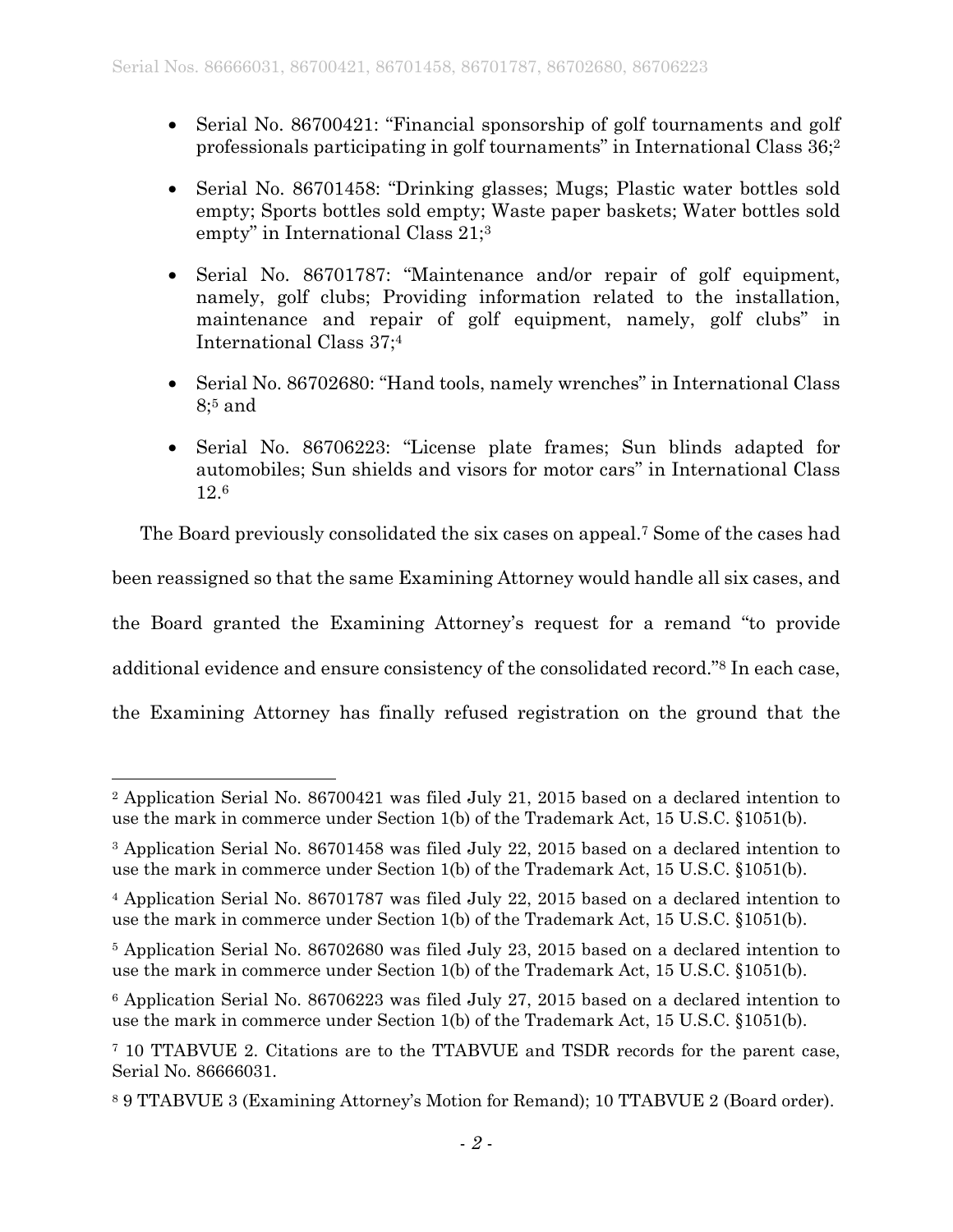- Serial No. 86700421: "Financial sponsorship of golf tournaments and golf professionals participating in golf tournaments" in International Class 36;[2]
- Serial No. 86701458: "Drinking glasses; Mugs; Plastic water bottles sold empty; Sports bottles sold empty; Waste paper baskets; Water bottles sold empty" in International Class 21;[3]
- Serial No. 86701787: "Maintenance and/or repair of golf equipment, namely, golf clubs; Providing information related to the installation, maintenance and repair of golf equipment, namely, golf clubs" in International Class 37;[4]
- Serial No. 86702680: "Hand tools, namely wrenches" in International Class 8;[5] and
- Serial No. 86706223: "License plate frames; Sun blinds adapted for automobiles; Sun shields and visors for motor cars" in International Class 12.[6]

The Board previously consolidated the six cases on appeal.[7] Some of the cases had been reassigned so that the same Examining Attorney would handle all six cases, and the Board granted the Examining Attorney's request for a remand "to provide additional evidence and ensure consistency of the consolidated record."[8] In each case, the Examining Attorney has finally refused registration on the ground that the

---

[2] Application Serial No. 86700421 was filed July 21, 2015 based on a declared intention to use the mark in commerce under Section 1(b) of the Trademark Act, 15 U.S.C. §1051(b).

[3] Application Serial No. 86701458 was filed July 22, 2015 based on a declared intention to use the mark in commerce under Section 1(b) of the Trademark Act, 15 U.S.C. §1051(b).

[4] Application Serial No. 86701787 was filed July 22, 2015 based on a declared intention to use the mark in commerce under Section 1(b) of the Trademark Act, 15 U.S.C. §1051(b).

[5] Application Serial No. 86702680 was filed July 23, 2015 based on a declared intention to use the mark in commerce under Section 1(b) of the Trademark Act, 15 U.S.C. §1051(b).

[6] Application Serial No. 86706223 was filed July 27, 2015 based on a declared intention to use the mark in commerce under Section 1(b) of the Trademark Act, 15 U.S.C. §1051(b).

[7] 10 TTABVUE 2. Citations are to the TTABVUE and TSDR records for the parent case, Serial No. 86666031.

[8] 9 TTABVUE 3 (Examining Attorney's Motion for Remand); 10 TTABVUE 2 (Board order).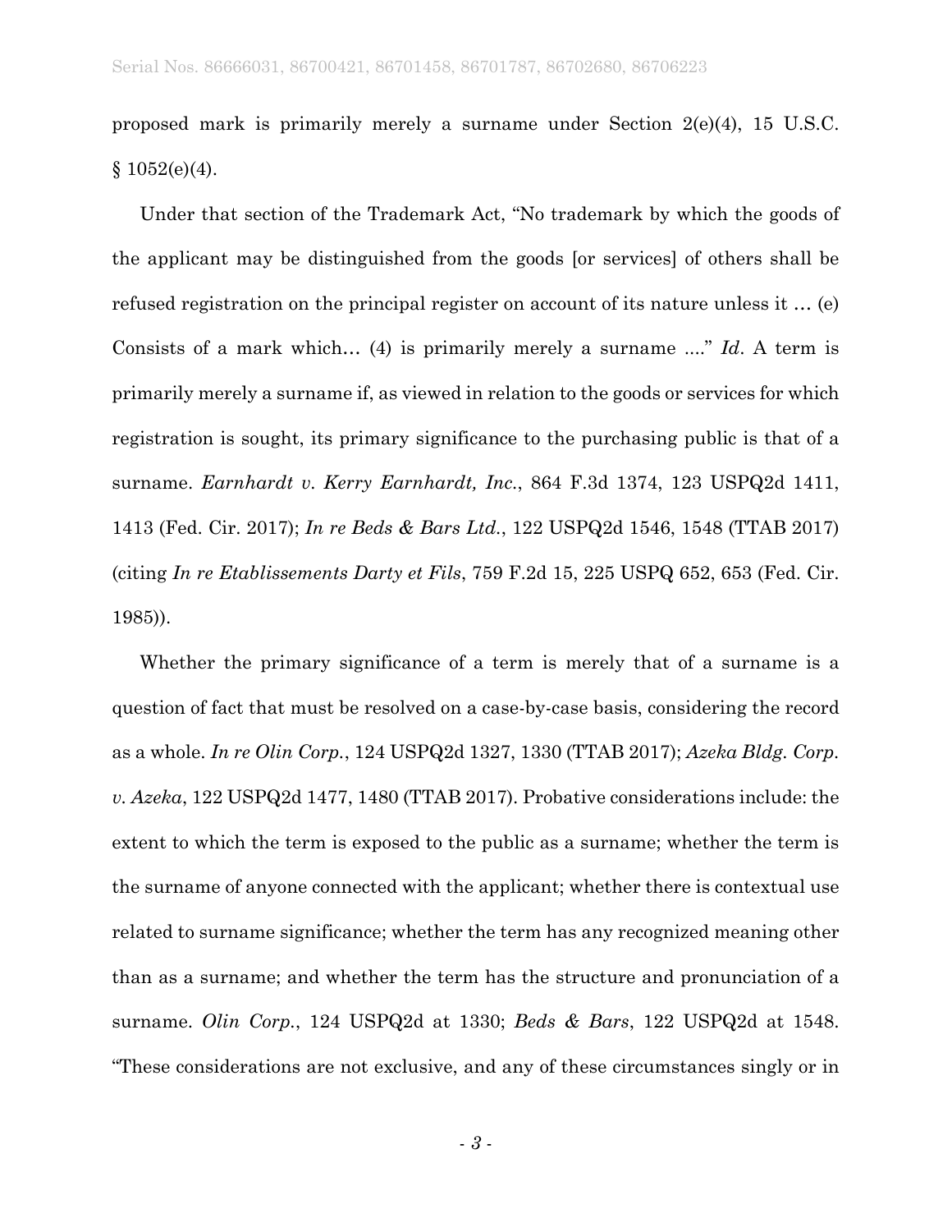proposed mark is primarily merely a surname under Section 2(e)(4), 15 U.S.C. § 1052(e)(4).

Under that section of the Trademark Act, "No trademark by which the goods of the applicant may be distinguished from the goods [or services] of others shall be refused registration on the principal register on account of its nature unless it … (e) Consists of a mark which… (4) is primarily merely a surname ...." *Id*. A term is primarily merely a surname if, as viewed in relation to the goods or services for which registration is sought, its primary significance to the purchasing public is that of a surname. *Earnhardt v. Kerry Earnhardt, Inc.*, 864 F.3d 1374, 123 USPQ2d 1411, 1413 (Fed. Cir. 2017); *In re Beds & Bars Ltd.*, 122 USPQ2d 1546, 1548 (TTAB 2017) (citing *In re Etablissements Darty et Fils*, 759 F.2d 15, 225 USPQ 652, 653 (Fed. Cir. 1985)).

Whether the primary significance of a term is merely that of a surname is a question of fact that must be resolved on a case-by-case basis, considering the record as a whole. *In re Olin Corp.*, 124 USPQ2d 1327, 1330 (TTAB 2017); *Azeka Bldg. Corp. v. Azeka*, 122 USPQ2d 1477, 1480 (TTAB 2017). Probative considerations include: the extent to which the term is exposed to the public as a surname; whether the term is the surname of anyone connected with the applicant; whether there is contextual use related to surname significance; whether the term has any recognized meaning other than as a surname; and whether the term has the structure and pronunciation of a surname. *Olin Corp.*, 124 USPQ2d at 1330; *Beds & Bars*, 122 USPQ2d at 1548. "These considerations are not exclusive, and any of these circumstances singly or in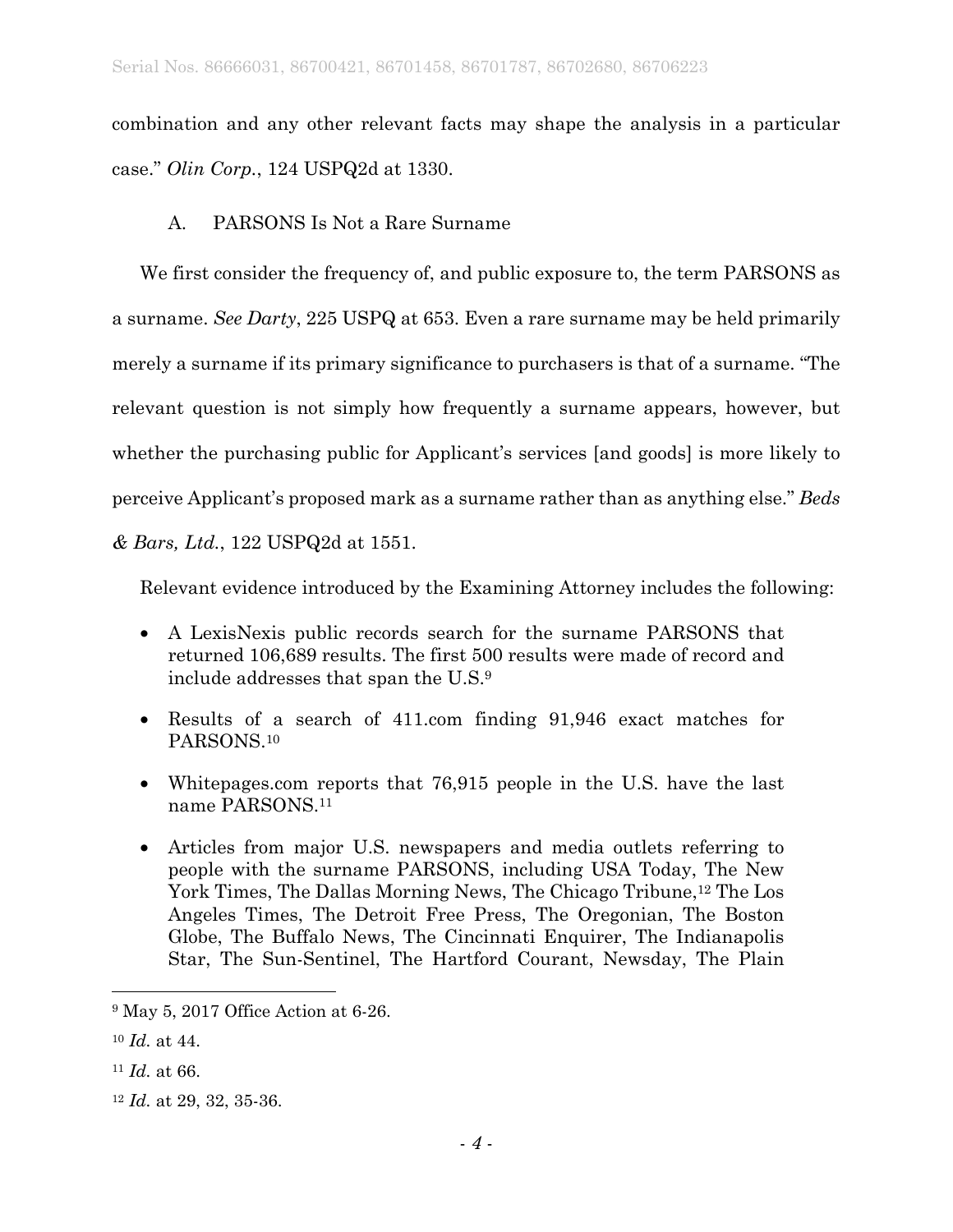combination and any other relevant facts may shape the analysis in a particular case." *Olin Corp.*, 124 USPQ2d at 1330.

### A. PARSONS Is Not a Rare Surname

We first consider the frequency of, and public exposure to, the term PARSONS as a surname. *See Darty*, 225 USPQ at 653. Even a rare surname may be held primarily merely a surname if its primary significance to purchasers is that of a surname. "The relevant question is not simply how frequently a surname appears, however, but whether the purchasing public for Applicant's services [and goods] is more likely to perceive Applicant's proposed mark as a surname rather than as anything else." *Beds & Bars, Ltd.*, 122 USPQ2d at 1551.

Relevant evidence introduced by the Examining Attorney includes the following:

- A LexisNexis public records search for the surname PARSONS that returned 106,689 results. The first 500 results were made of record and include addresses that span the U.S.[9]
- Results of a search of 411.com finding 91,946 exact matches for PARSONS.[10]
- Whitepages.com reports that 76,915 people in the U.S. have the last name PARSONS.[11]
- Articles from major U.S. newspapers and media outlets referring to people with the surname PARSONS, including USA Today, The New York Times, The Dallas Morning News, The Chicago Tribune,[12] The Los Angeles Times, The Detroit Free Press, The Oregonian, The Boston Globe, The Buffalo News, The Cincinnati Enquirer, The Indianapolis Star, The Sun-Sentinel, The Hartford Courant, Newsday, The Plain

---

[9] May 5, 2017 Office Action at 6-26.

[10] *Id.* at 44.

[11] *Id.* at 66.

[12] *Id.* at 29, 32, 35-36.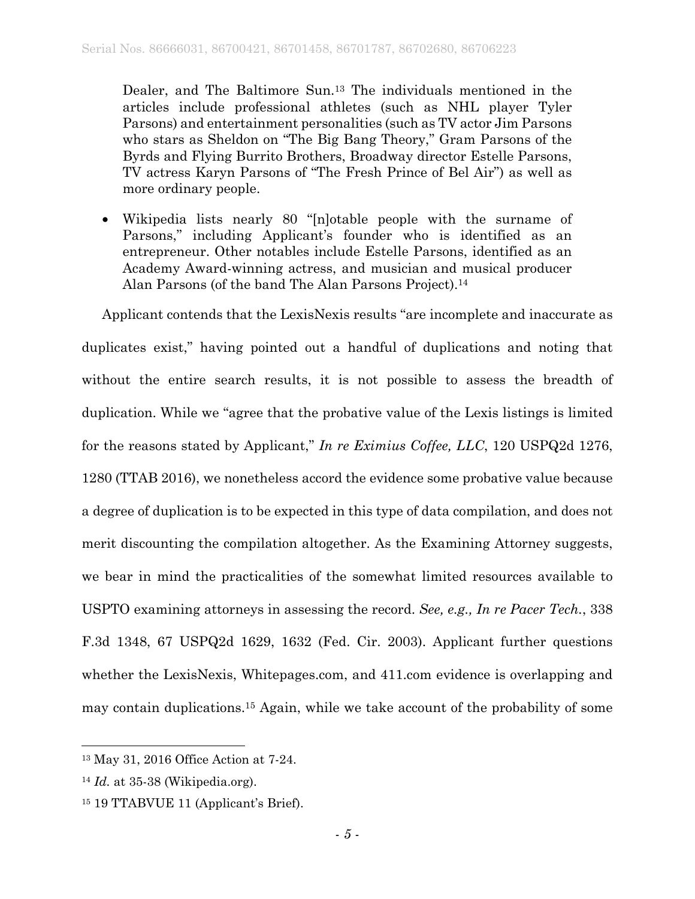Dealer, and The Baltimore Sun.[13] The individuals mentioned in the articles include professional athletes (such as NHL player Tyler Parsons) and entertainment personalities (such as TV actor Jim Parsons who stars as Sheldon on "The Big Bang Theory," Gram Parsons of the Byrds and Flying Burrito Brothers, Broadway director Estelle Parsons, TV actress Karyn Parsons of "The Fresh Prince of Bel Air") as well as more ordinary people.

- Wikipedia lists nearly 80 "[n]otable people with the surname of Parsons," including Applicant's founder who is identified as an entrepreneur. Other notables include Estelle Parsons, identified as an Academy Award-winning actress, and musician and musical producer Alan Parsons (of the band The Alan Parsons Project).[14]

Applicant contends that the LexisNexis results "are incomplete and inaccurate as duplicates exist," having pointed out a handful of duplications and noting that without the entire search results, it is not possible to assess the breadth of duplication. While we "agree that the probative value of the Lexis listings is limited for the reasons stated by Applicant," *In re Eximius Coffee, LLC*, 120 USPQ2d 1276, 1280 (TTAB 2016), we nonetheless accord the evidence some probative value because a degree of duplication is to be expected in this type of data compilation, and does not merit discounting the compilation altogether. As the Examining Attorney suggests, we bear in mind the practicalities of the somewhat limited resources available to USPTO examining attorneys in assessing the record. *See, e.g., In re Pacer Tech.*, 338 F.3d 1348, 67 USPQ2d 1629, 1632 (Fed. Cir. 2003). Applicant further questions whether the LexisNexis, Whitepages.com, and 411.com evidence is overlapping and may contain duplications.[15] Again, while we take account of the probability of some

---

[13] May 31, 2016 Office Action at 7-24.

[14] *Id.* at 35-38 (Wikipedia.org).

[15] 19 TTABVUE 11 (Applicant's Brief).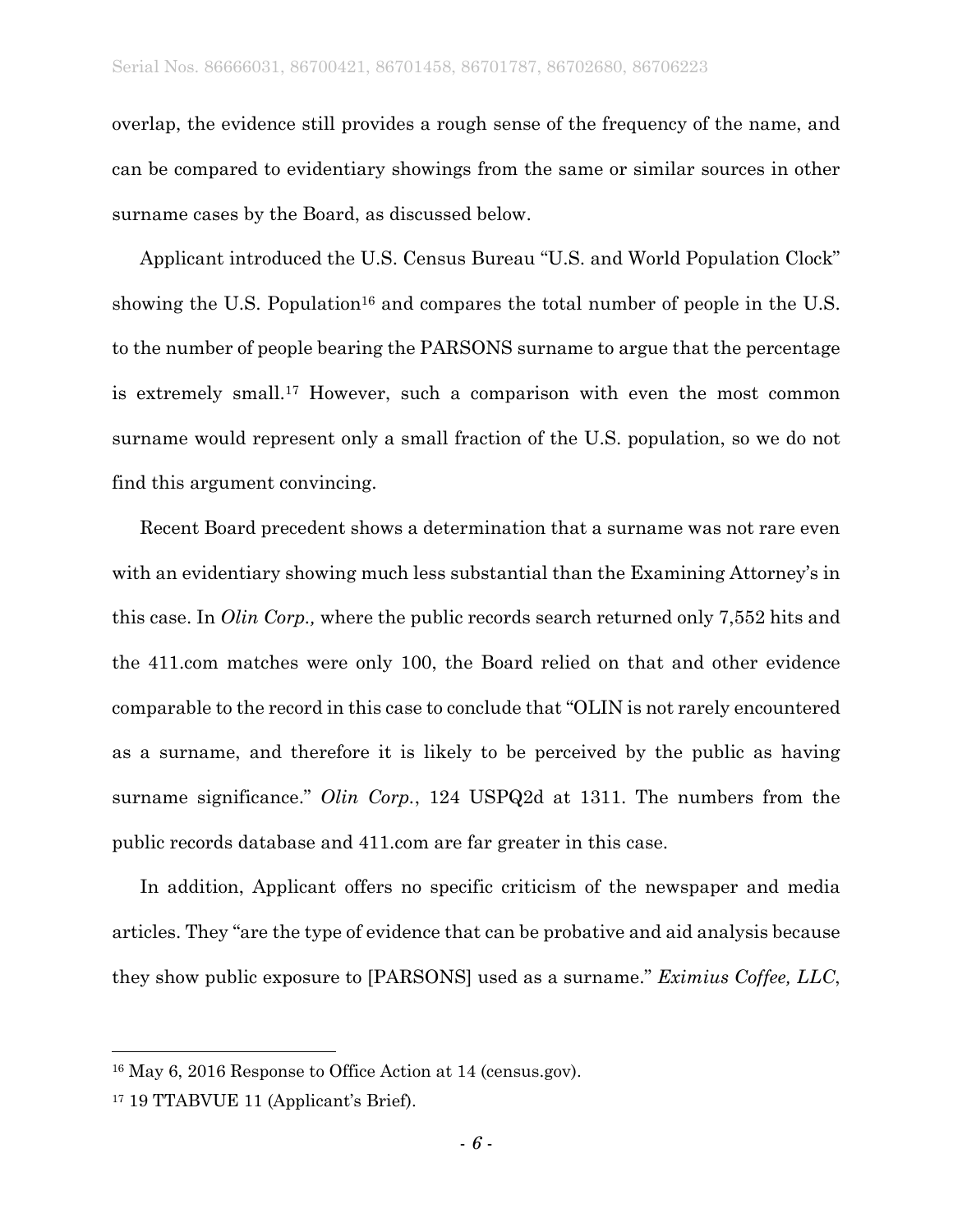overlap, the evidence still provides a rough sense of the frequency of the name, and can be compared to evidentiary showings from the same or similar sources in other surname cases by the Board, as discussed below.

Applicant introduced the U.S. Census Bureau "U.S. and World Population Clock" showing the U.S. Population[16] and compares the total number of people in the U.S. to the number of people bearing the PARSONS surname to argue that the percentage is extremely small.[17] However, such a comparison with even the most common surname would represent only a small fraction of the U.S. population, so we do not find this argument convincing.

Recent Board precedent shows a determination that a surname was not rare even with an evidentiary showing much less substantial than the Examining Attorney's in this case. In *Olin Corp.,* where the public records search returned only 7,552 hits and the 411.com matches were only 100, the Board relied on that and other evidence comparable to the record in this case to conclude that "OLIN is not rarely encountered as a surname, and therefore it is likely to be perceived by the public as having surname significance." *Olin Corp.*, 124 USPQ2d at 1311. The numbers from the public records database and 411.com are far greater in this case.

In addition, Applicant offers no specific criticism of the newspaper and media articles. They "are the type of evidence that can be probative and aid analysis because they show public exposure to [PARSONS] used as a surname." *Eximius Coffee, LLC*,

---

[16] May 6, 2016 Response to Office Action at 14 (census.gov).

[17] 19 TTABVUE 11 (Applicant's Brief).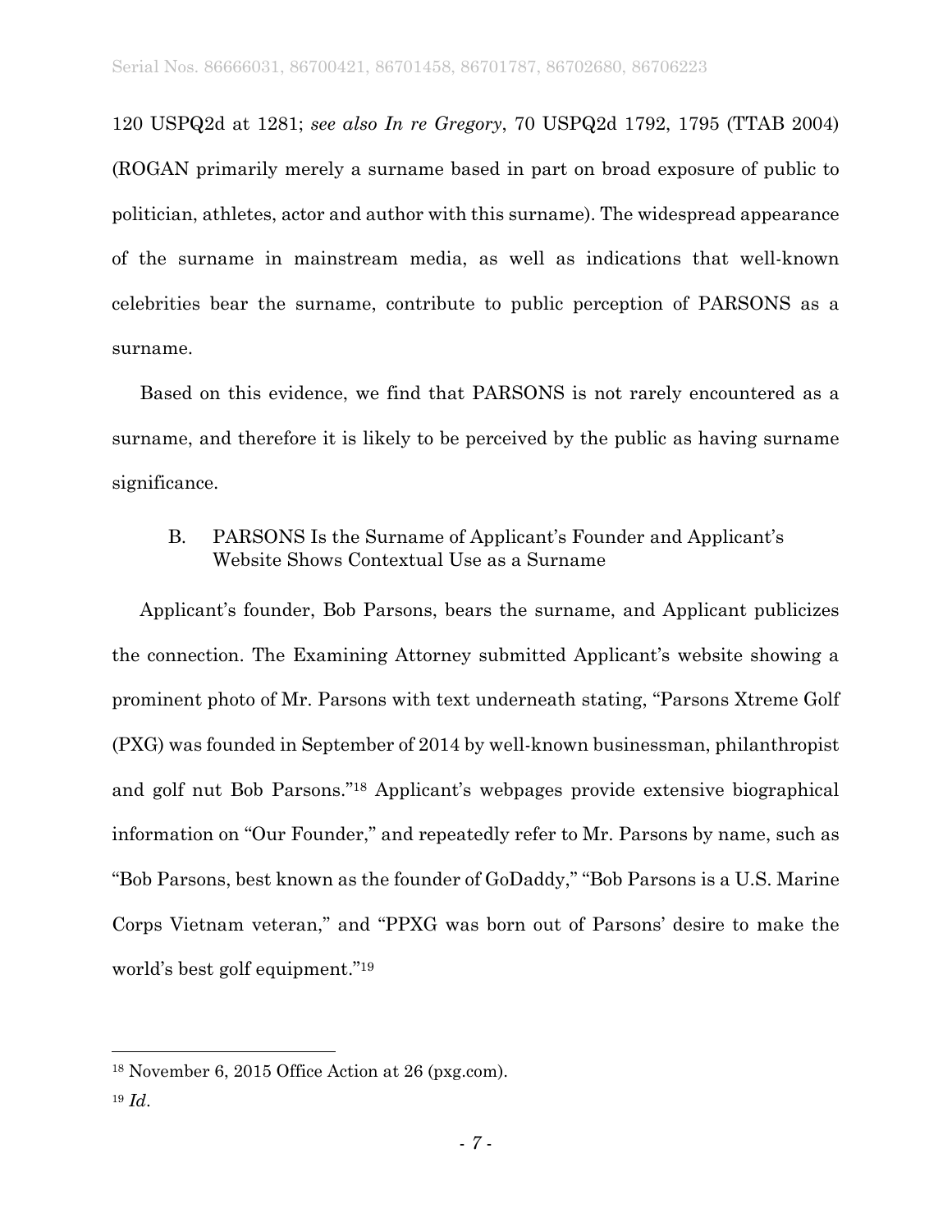120 USPQ2d at 1281; *see also In re Gregory*, 70 USPQ2d 1792, 1795 (TTAB 2004) (ROGAN primarily merely a surname based in part on broad exposure of public to politician, athletes, actor and author with this surname). The widespread appearance of the surname in mainstream media, as well as indications that well-known celebrities bear the surname, contribute to public perception of PARSONS as a surname.

Based on this evidence, we find that PARSONS is not rarely encountered as a surname, and therefore it is likely to be perceived by the public as having surname significance.

### B. PARSONS Is the Surname of Applicant's Founder and Applicant's Website Shows Contextual Use as a Surname

Applicant's founder, Bob Parsons, bears the surname, and Applicant publicizes the connection. The Examining Attorney submitted Applicant's website showing a prominent photo of Mr. Parsons with text underneath stating, "Parsons Xtreme Golf (PXG) was founded in September of 2014 by well-known businessman, philanthropist and golf nut Bob Parsons."[18] Applicant's webpages provide extensive biographical information on "Our Founder," and repeatedly refer to Mr. Parsons by name, such as "Bob Parsons, best known as the founder of GoDaddy," "Bob Parsons is a U.S. Marine Corps Vietnam veteran," and "PPXG was born out of Parsons' desire to make the world's best golf equipment."[19]

---

[18] November 6, 2015 Office Action at 26 (pxg.com).

[19] *Id*.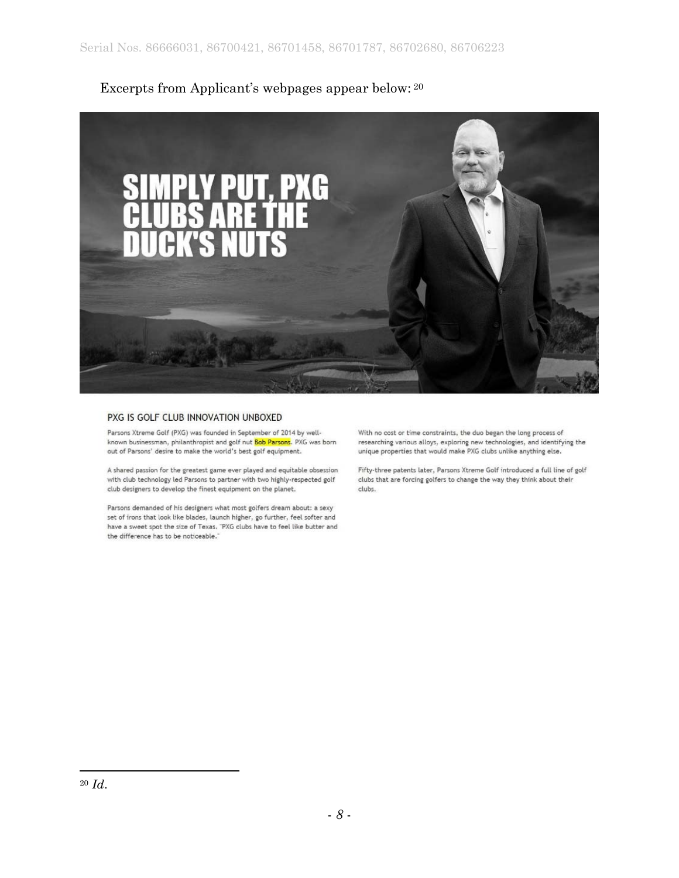Excerpts from Applicant's webpages appear below:[20]

SIMPLY PUT, PXG CLUBS ARE THE DUCK'S NUTS

PXG IS GOLF CLUB INNOVATION UNBOXED

Parsons Xtreme Golf (PXG) was founded in September of 2014 by well-known businessman, philanthropist and golf nut Bob Parsons. PXG was born out of Parsons' desire to make the world's best golf equipment.

A shared passion for the greatest game ever played and equitable obsession with club technology led Parsons to partner with two highly-respected golf club designers to develop the finest equipment on the planet.

Parsons demanded of his designers what most golfers dream about: a sexy set of irons that look like blades, launch higher, go further, feel softer and have a sweet spot the size of Texas. "PXG clubs have to feel like butter and the difference has to be noticeable."

With no cost or time constraints, the duo began the long process of researching various alloys, exploring new technologies, and identifying the unique properties that would make PXG clubs unlike anything else.

Fifty-three patents later, Parsons Xtreme Golf introduced a full line of golf clubs that are forcing golfers to change the way they think about their clubs.

---

[20] *Id.*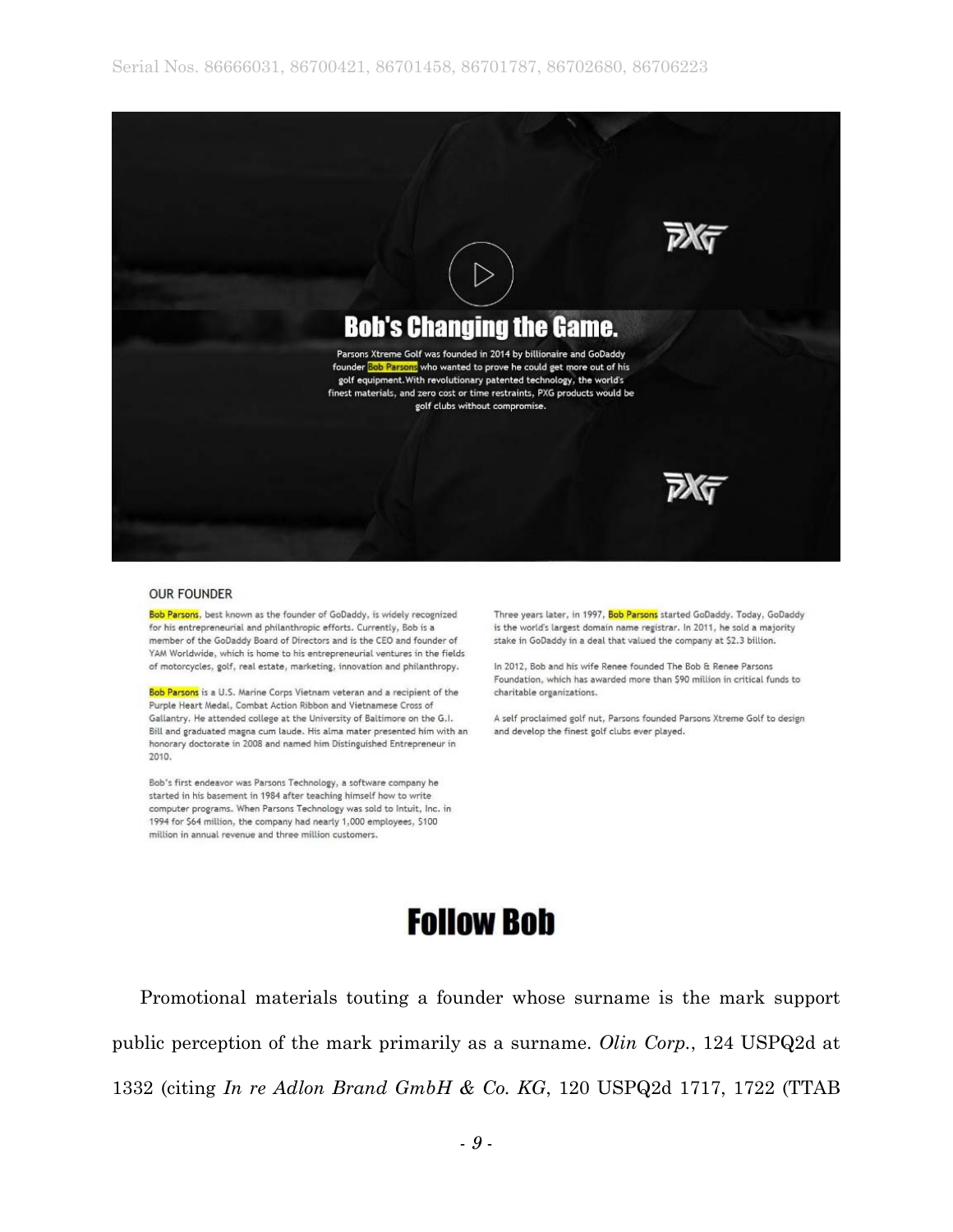**Bob's Changing the Game.**

Parsons Xtreme Golf was founded in 2014 by billionaire and GoDaddy founder Bob Parsons who wanted to prove he could get more out of his golf equipment. With revolutionary patented technology, the world's finest materials, and zero cost or time restraints, PXG products would be golf clubs without compromise.

OUR FOUNDER

Bob Parsons, best known as the founder of GoDaddy, is widely recognized for his entrepreneurial and philanthropic efforts. Currently, Bob is a member of the GoDaddy Board of Directors and is the CEO and founder of YAM Worldwide, which is home to his entrepreneurial ventures in the fields of motorcycles, golf, real estate, marketing, innovation and philanthropy.

Bob Parsons is a U.S. Marine Corps Vietnam veteran and a recipient of the Purple Heart Medal, Combat Action Ribbon and Vietnamese Cross of Gallantry. He attended college at the University of Baltimore on the G.I. Bill and graduated magna cum laude. His alma mater presented him with an honorary doctorate in 2008 and named him Distinguished Entrepreneur in 2010.

Bob's first endeavor was Parsons Technology, a software company he started in his basement in 1984 after teaching himself how to write computer programs. When Parsons Technology was sold to Intuit, Inc. in 1994 for $64 million, the company had nearly 1,000 employees, $100 million in annual revenue and three million customers.

Three years later, in 1997, Bob Parsons started GoDaddy. Today, GoDaddy is the world's largest domain name registrar. In 2011, he sold a majority stake in GoDaddy in a deal that valued the company at $2.3 billion.

In 2012, Bob and his wife Renee founded The Bob & Renee Parsons Foundation, which has awarded more than $90 million in critical funds to charitable organizations.

A self proclaimed golf nut, Parsons founded Parsons Xtreme Golf to design and develop the finest golf clubs ever played.

**Follow Bob**

Promotional materials touting a founder whose surname is the mark support public perception of the mark primarily as a surname. *Olin Corp.*, 124 USPQ2d at 1332 (citing *In re Adlon Brand GmbH & Co. KG*, 120 USPQ2d 1717, 1722 (TTAB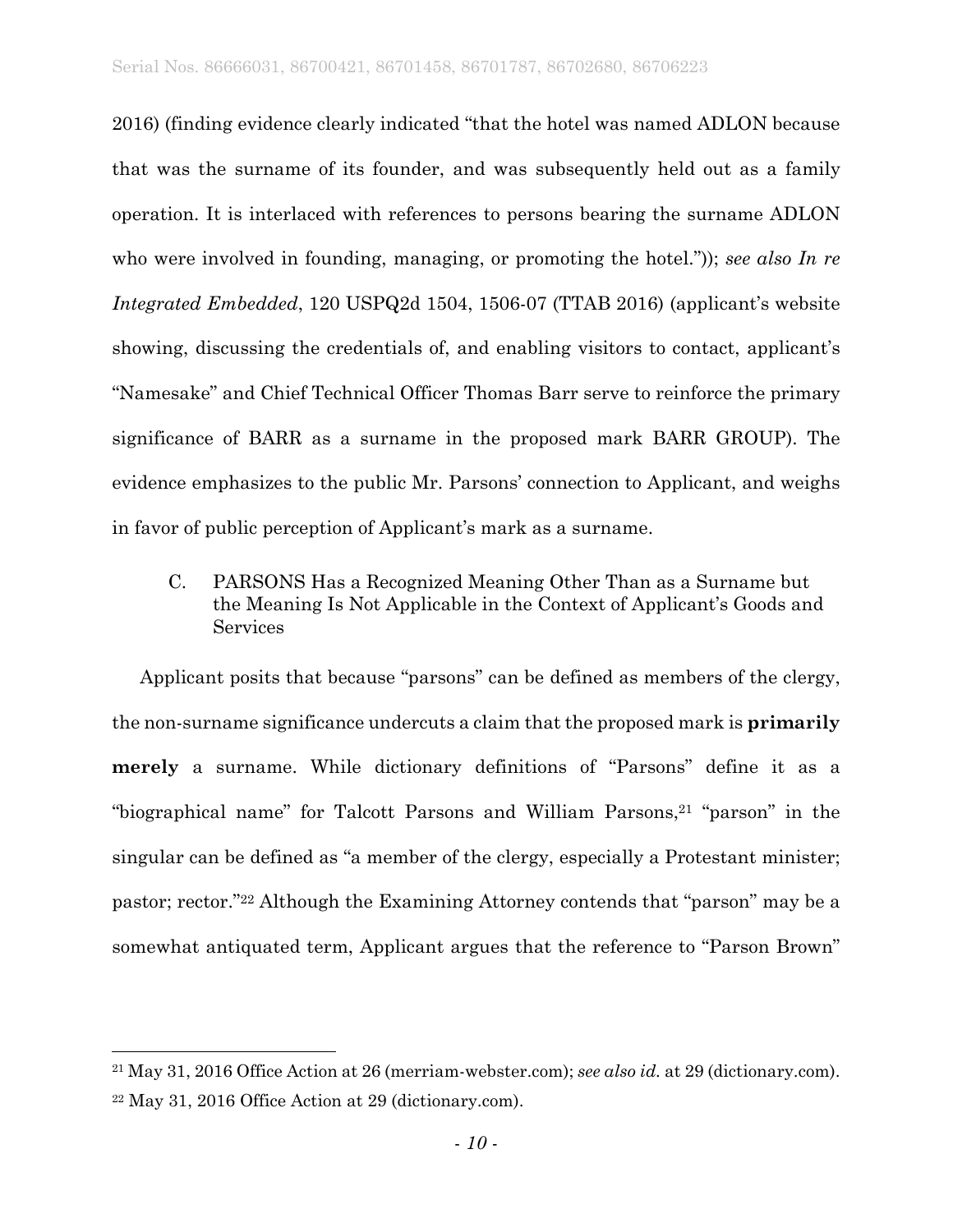2016) (finding evidence clearly indicated "that the hotel was named ADLON because that was the surname of its founder, and was subsequently held out as a family operation. It is interlaced with references to persons bearing the surname ADLON who were involved in founding, managing, or promoting the hotel.")); *see also In re Integrated Embedded*, 120 USPQ2d 1504, 1506-07 (TTAB 2016) (applicant's website showing, discussing the credentials of, and enabling visitors to contact, applicant's "Namesake" and Chief Technical Officer Thomas Barr serve to reinforce the primary significance of BARR as a surname in the proposed mark BARR GROUP). The evidence emphasizes to the public Mr. Parsons' connection to Applicant, and weighs in favor of public perception of Applicant's mark as a surname.

### C. PARSONS Has a Recognized Meaning Other Than as a Surname but the Meaning Is Not Applicable in the Context of Applicant's Goods and Services

Applicant posits that because "parsons" can be defined as members of the clergy, the non-surname significance undercuts a claim that the proposed mark is **primarily merely** a surname. While dictionary definitions of "Parsons" define it as a "biographical name" for Talcott Parsons and William Parsons,[21] "parson" in the singular can be defined as "a member of the clergy, especially a Protestant minister; pastor; rector."[22] Although the Examining Attorney contends that "parson" may be a somewhat antiquated term, Applicant argues that the reference to "Parson Brown"

---

[21] May 31, 2016 Office Action at 26 (merriam-webster.com); *see also id.* at 29 (dictionary.com).

[22] May 31, 2016 Office Action at 29 (dictionary.com).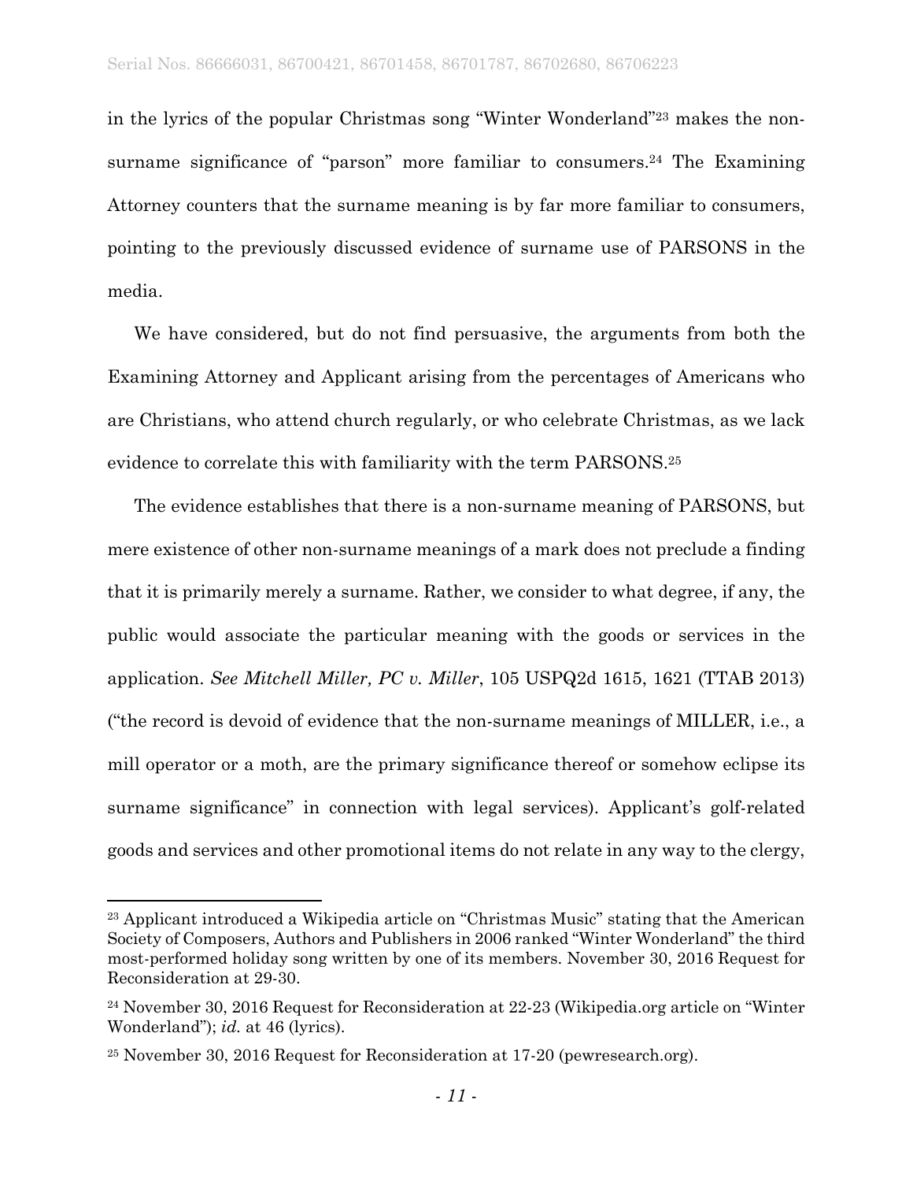in the lyrics of the popular Christmas song "Winter Wonderland"[23] makes the non-surname significance of "parson" more familiar to consumers.[24] The Examining Attorney counters that the surname meaning is by far more familiar to consumers, pointing to the previously discussed evidence of surname use of PARSONS in the media.

We have considered, but do not find persuasive, the arguments from both the Examining Attorney and Applicant arising from the percentages of Americans who are Christians, who attend church regularly, or who celebrate Christmas, as we lack evidence to correlate this with familiarity with the term PARSONS.[25]

The evidence establishes that there is a non-surname meaning of PARSONS, but mere existence of other non-surname meanings of a mark does not preclude a finding that it is primarily merely a surname. Rather, we consider to what degree, if any, the public would associate the particular meaning with the goods or services in the application. *See Mitchell Miller, PC v. Miller*, 105 USPQ2d 1615, 1621 (TTAB 2013) ("the record is devoid of evidence that the non-surname meanings of MILLER, i.e., a mill operator or a moth, are the primary significance thereof or somehow eclipse its surname significance" in connection with legal services). Applicant's golf-related goods and services and other promotional items do not relate in any way to the clergy,

---

[23] Applicant introduced a Wikipedia article on "Christmas Music" stating that the American Society of Composers, Authors and Publishers in 2006 ranked "Winter Wonderland" the third most-performed holiday song written by one of its members. November 30, 2016 Request for Reconsideration at 29-30.

[24] November 30, 2016 Request for Reconsideration at 22-23 (Wikipedia.org article on "Winter Wonderland"); *id.* at 46 (lyrics).

[25] November 30, 2016 Request for Reconsideration at 17-20 (pewresearch.org).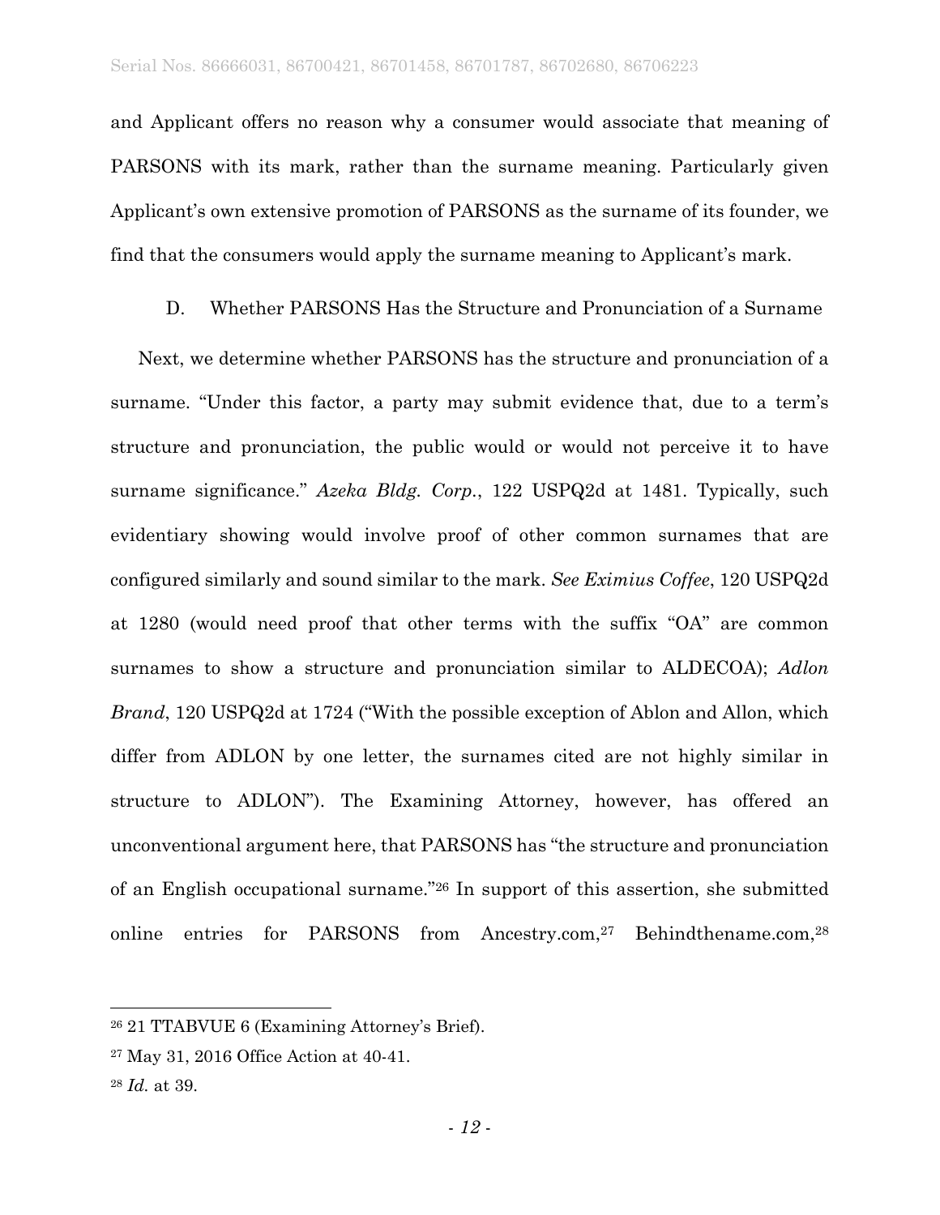and Applicant offers no reason why a consumer would associate that meaning of PARSONS with its mark, rather than the surname meaning. Particularly given Applicant's own extensive promotion of PARSONS as the surname of its founder, we find that the consumers would apply the surname meaning to Applicant's mark.

### D. Whether PARSONS Has the Structure and Pronunciation of a Surname

Next, we determine whether PARSONS has the structure and pronunciation of a surname. "Under this factor, a party may submit evidence that, due to a term's structure and pronunciation, the public would or would not perceive it to have surname significance." *Azeka Bldg. Corp.*, 122 USPQ2d at 1481. Typically, such evidentiary showing would involve proof of other common surnames that are configured similarly and sound similar to the mark. *See Eximius Coffee*, 120 USPQ2d at 1280 (would need proof that other terms with the suffix "OA" are common surnames to show a structure and pronunciation similar to ALDECOA); *Adlon Brand*, 120 USPQ2d at 1724 ("With the possible exception of Ablon and Allon, which differ from ADLON by one letter, the surnames cited are not highly similar in structure to ADLON"). The Examining Attorney, however, has offered an unconventional argument here, that PARSONS has "the structure and pronunciation of an English occupational surname."[26] In support of this assertion, she submitted online entries for PARSONS from Ancestry.com,[27] Behindthename.com,[28]

---

[26] 21 TTABVUE 6 (Examining Attorney's Brief).

[27] May 31, 2016 Office Action at 40-41.

[28] *Id.* at 39.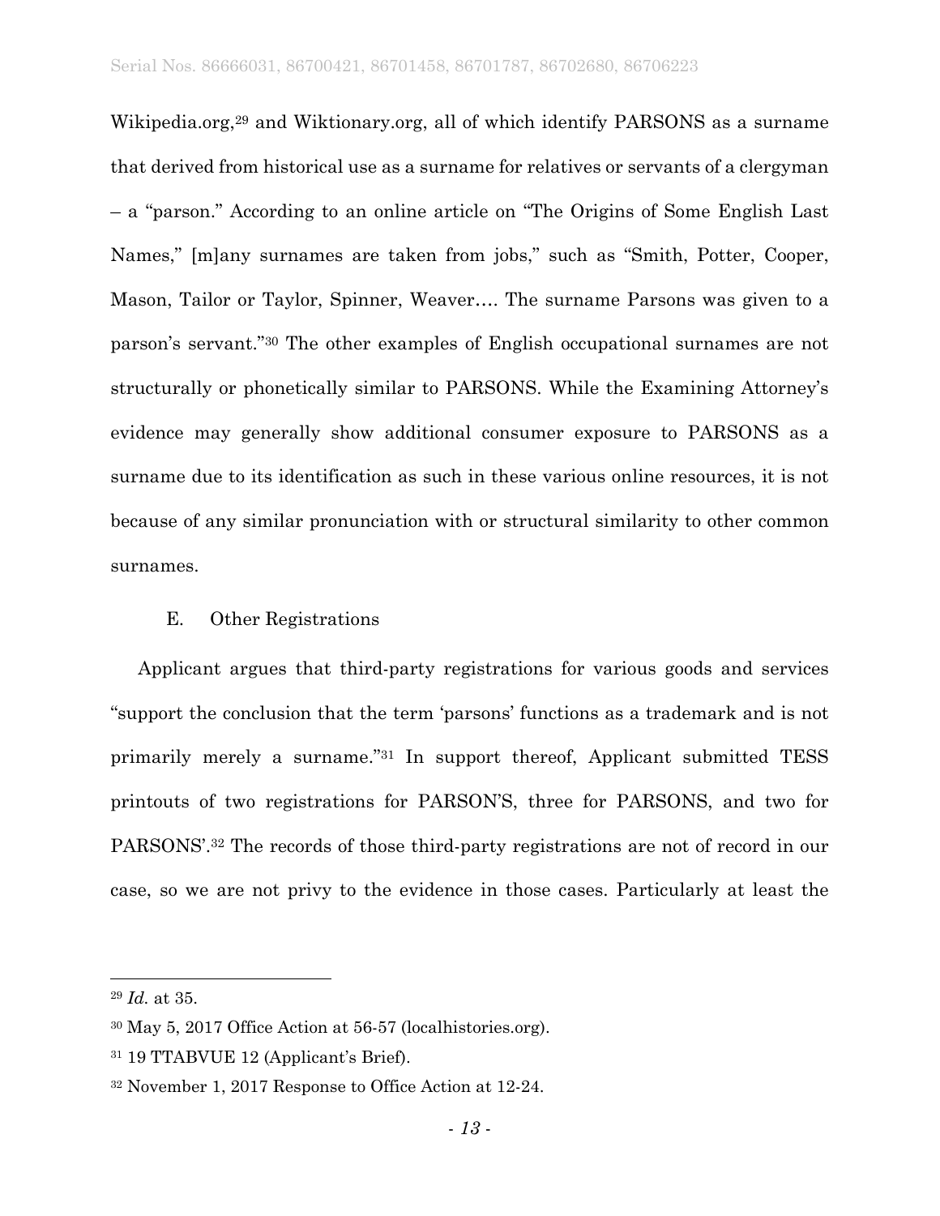Wikipedia.org,[29] and Wiktionary.org, all of which identify PARSONS as a surname that derived from historical use as a surname for relatives or servants of a clergyman – a "parson." According to an online article on "The Origins of Some English Last Names," [m]any surnames are taken from jobs," such as "Smith, Potter, Cooper, Mason, Tailor or Taylor, Spinner, Weaver…. The surname Parsons was given to a parson's servant."[30] The other examples of English occupational surnames are not structurally or phonetically similar to PARSONS. While the Examining Attorney's evidence may generally show additional consumer exposure to PARSONS as a surname due to its identification as such in these various online resources, it is not because of any similar pronunciation with or structural similarity to other common surnames.

E. Other Registrations

Applicant argues that third-party registrations for various goods and services "support the conclusion that the term 'parsons' functions as a trademark and is not primarily merely a surname."[31] In support thereof, Applicant submitted TESS printouts of two registrations for PARSON'S, three for PARSONS, and two for PARSONS'.[32] The records of those third-party registrations are not of record in our case, so we are not privy to the evidence in those cases. Particularly at least the

---

[29] *Id.* at 35.

[30] May 5, 2017 Office Action at 56-57 (localhistories.org).

[31] 19 TTABVUE 12 (Applicant's Brief).

[32] November 1, 2017 Response to Office Action at 12-24.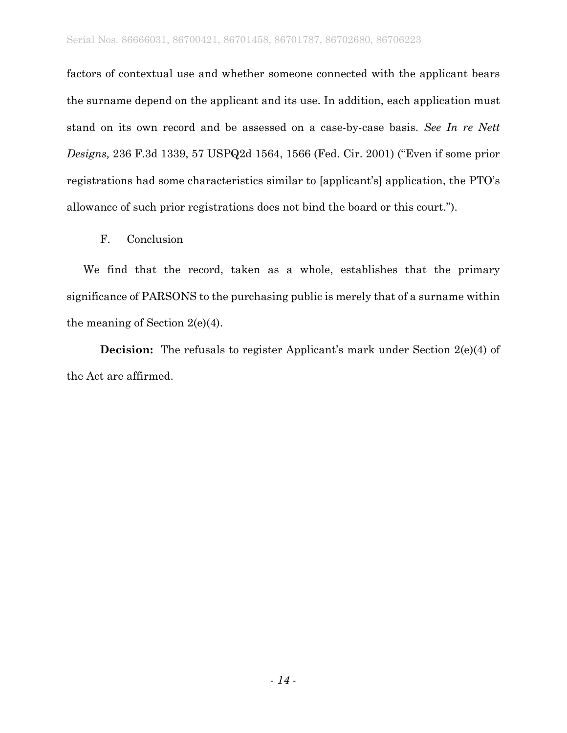factors of contextual use and whether someone connected with the applicant bears the surname depend on the applicant and its use. In addition, each application must stand on its own record and be assessed on a case-by-case basis. *See In re Nett Designs,* 236 F.3d 1339, 57 USPQ2d 1564, 1566 (Fed. Cir. 2001) ("Even if some prior registrations had some characteristics similar to [applicant's] application, the PTO's allowance of such prior registrations does not bind the board or this court.").

F. Conclusion

We find that the record, taken as a whole, establishes that the primary significance of PARSONS to the purchasing public is merely that of a surname within the meaning of Section 2(e)(4).

**Decision:** The refusals to register Applicant's mark under Section 2(e)(4) of the Act are affirmed.